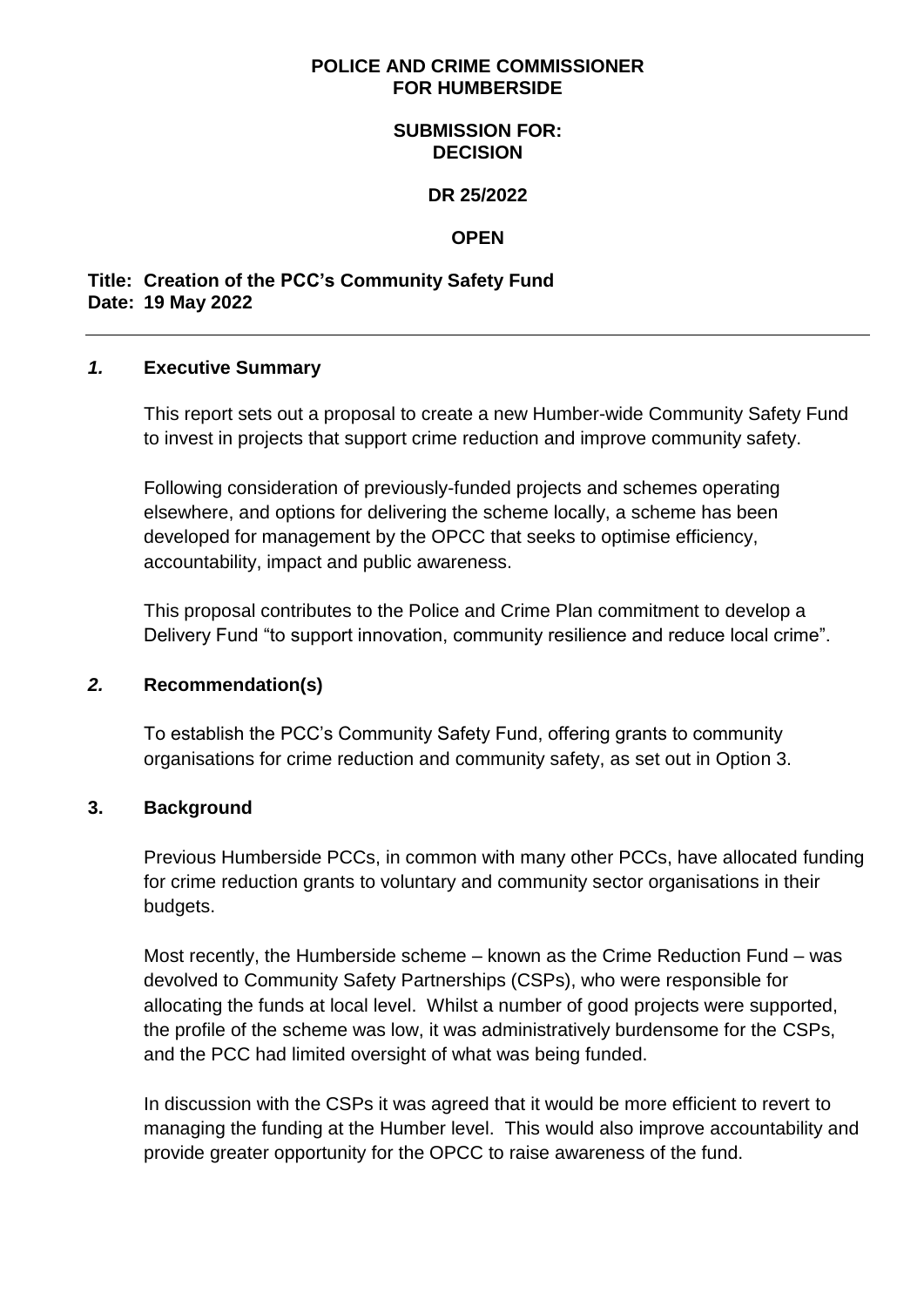**POLICE AND CRIME COMMISSIONER FOR HUMBERSIDE**

**SUBMISSION FOR: DECISION**

**DR 25/2022**

**OPEN**

**Title: Creation of the PCC's Community Safety Fund**
**Date: 19 May 2022**

---

## *1.* Executive Summary

This report sets out a proposal to create a new Humber-wide Community Safety Fund to invest in projects that support crime reduction and improve community safety.

Following consideration of previously-funded projects and schemes operating elsewhere, and options for delivering the scheme locally, a scheme has been developed for management by the OPCC that seeks to optimise efficiency, accountability, impact and public awareness.

This proposal contributes to the Police and Crime Plan commitment to develop a Delivery Fund "to support innovation, community resilience and reduce local crime".

## *2.* Recommendation(s)

To establish the PCC's Community Safety Fund, offering grants to community organisations for crime reduction and community safety, as set out in Option 3.

## 3. Background

Previous Humberside PCCs, in common with many other PCCs, have allocated funding for crime reduction grants to voluntary and community sector organisations in their budgets.

Most recently, the Humberside scheme – known as the Crime Reduction Fund – was devolved to Community Safety Partnerships (CSPs), who were responsible for allocating the funds at local level. Whilst a number of good projects were supported, the profile of the scheme was low, it was administratively burdensome for the CSPs, and the PCC had limited oversight of what was being funded.

In discussion with the CSPs it was agreed that it would be more efficient to revert to managing the funding at the Humber level. This would also improve accountability and provide greater opportunity for the OPCC to raise awareness of the fund.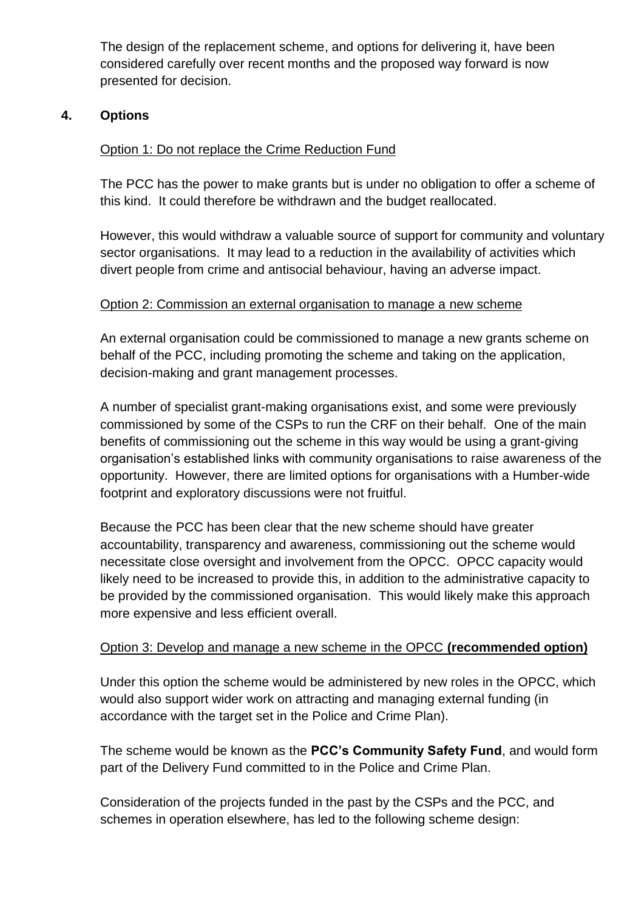The design of the replacement scheme, and options for delivering it, have been considered carefully over recent months and the proposed way forward is now presented for decision.

## 4. Options

Option 1: Do not replace the Crime Reduction Fund

The PCC has the power to make grants but is under no obligation to offer a scheme of this kind. It could therefore be withdrawn and the budget reallocated.

However, this would withdraw a valuable source of support for community and voluntary sector organisations. It may lead to a reduction in the availability of activities which divert people from crime and antisocial behaviour, having an adverse impact.

Option 2: Commission an external organisation to manage a new scheme

An external organisation could be commissioned to manage a new grants scheme on behalf of the PCC, including promoting the scheme and taking on the application, decision-making and grant management processes.

A number of specialist grant-making organisations exist, and some were previously commissioned by some of the CSPs to run the CRF on their behalf. One of the main benefits of commissioning out the scheme in this way would be using a grant-giving organisation's established links with community organisations to raise awareness of the opportunity. However, there are limited options for organisations with a Humber-wide footprint and exploratory discussions were not fruitful.

Because the PCC has been clear that the new scheme should have greater accountability, transparency and awareness, commissioning out the scheme would necessitate close oversight and involvement from the OPCC. OPCC capacity would likely need to be increased to provide this, in addition to the administrative capacity to be provided by the commissioned organisation. This would likely make this approach more expensive and less efficient overall.

Option 3: Develop and manage a new scheme in the OPCC **(recommended option)**

Under this option the scheme would be administered by new roles in the OPCC, which would also support wider work on attracting and managing external funding (in accordance with the target set in the Police and Crime Plan).

The scheme would be known as the **PCC's Community Safety Fund**, and would form part of the Delivery Fund committed to in the Police and Crime Plan.

Consideration of the projects funded in the past by the CSPs and the PCC, and schemes in operation elsewhere, has led to the following scheme design: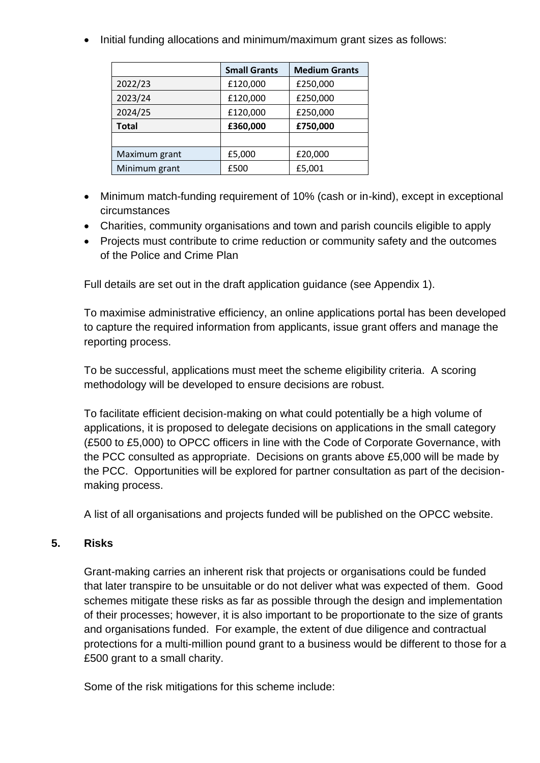- Initial funding allocations and minimum/maximum grant sizes as follows:

| | Small Grants | Medium Grants |
|---|---|---|
| 2022/23 | £120,000 | £250,000 |
| 2023/24 | £120,000 | £250,000 |
| 2024/25 | £120,000 | £250,000 |
| **Total** | **£360,000** | **£750,000** |
| | | |
| Maximum grant | £5,000 | £20,000 |
| Minimum grant | £500 | £5,001 |

- Minimum match-funding requirement of 10% (cash or in-kind), except in exceptional circumstances
- Charities, community organisations and town and parish councils eligible to apply
- Projects must contribute to crime reduction or community safety and the outcomes of the Police and Crime Plan

Full details are set out in the draft application guidance (see Appendix 1).

To maximise administrative efficiency, an online applications portal has been developed to capture the required information from applicants, issue grant offers and manage the reporting process.

To be successful, applications must meet the scheme eligibility criteria. A scoring methodology will be developed to ensure decisions are robust.

To facilitate efficient decision-making on what could potentially be a high volume of applications, it is proposed to delegate decisions on applications in the small category (£500 to £5,000) to OPCC officers in line with the Code of Corporate Governance, with the PCC consulted as appropriate. Decisions on grants above £5,000 will be made by the PCC. Opportunities will be explored for partner consultation as part of the decision-making process.

A list of all organisations and projects funded will be published on the OPCC website.

## 5. Risks

Grant-making carries an inherent risk that projects or organisations could be funded that later transpire to be unsuitable or do not deliver what was expected of them. Good schemes mitigate these risks as far as possible through the design and implementation of their processes; however, it is also important to be proportionate to the size of grants and organisations funded. For example, the extent of due diligence and contractual protections for a multi-million pound grant to a business would be different to those for a £500 grant to a small charity.

Some of the risk mitigations for this scheme include: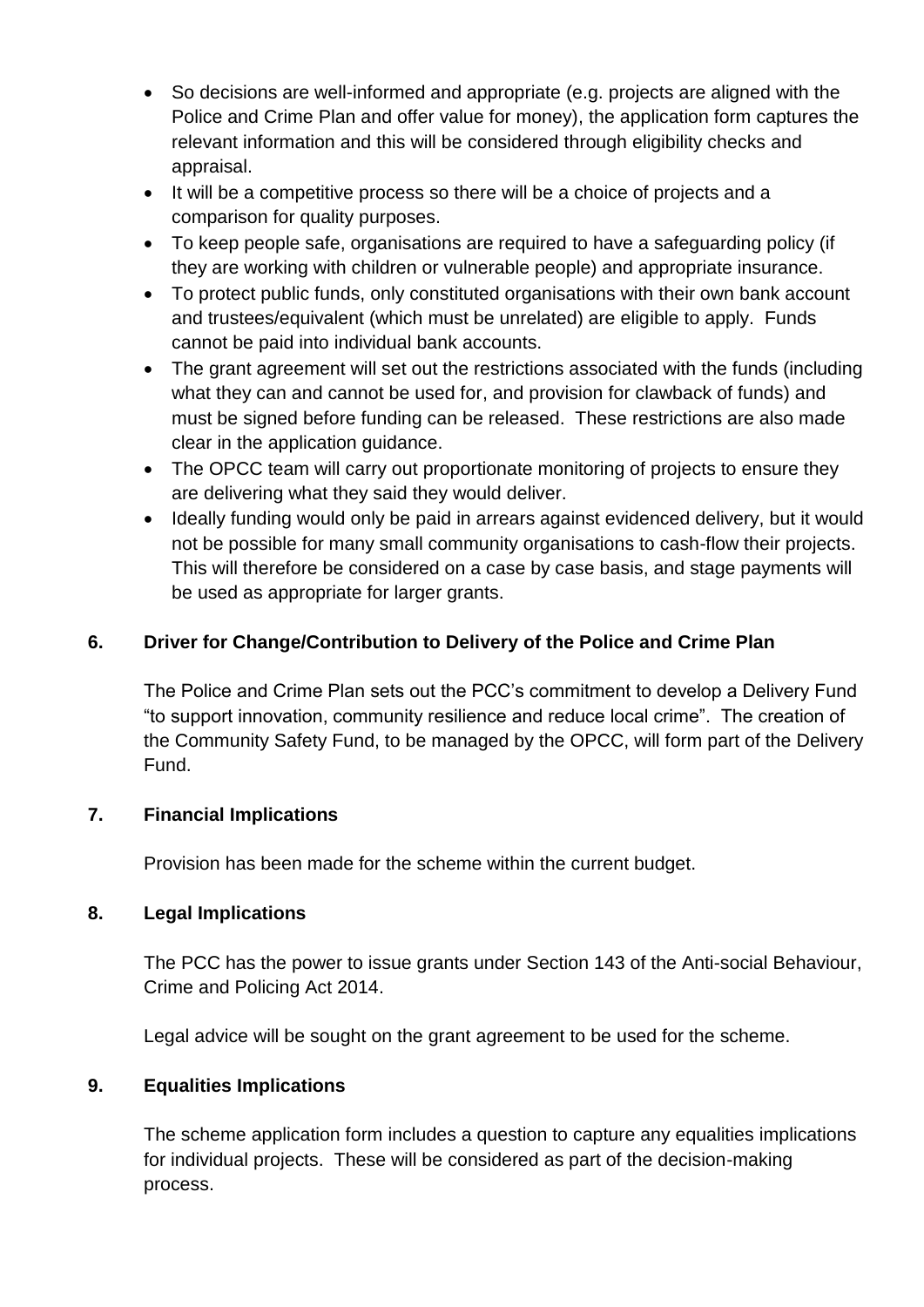- So decisions are well-informed and appropriate (e.g. projects are aligned with the Police and Crime Plan and offer value for money), the application form captures the relevant information and this will be considered through eligibility checks and appraisal.
- It will be a competitive process so there will be a choice of projects and a comparison for quality purposes.
- To keep people safe, organisations are required to have a safeguarding policy (if they are working with children or vulnerable people) and appropriate insurance.
- To protect public funds, only constituted organisations with their own bank account and trustees/equivalent (which must be unrelated) are eligible to apply. Funds cannot be paid into individual bank accounts.
- The grant agreement will set out the restrictions associated with the funds (including what they can and cannot be used for, and provision for clawback of funds) and must be signed before funding can be released. These restrictions are also made clear in the application guidance.
- The OPCC team will carry out proportionate monitoring of projects to ensure they are delivering what they said they would deliver.
- Ideally funding would only be paid in arrears against evidenced delivery, but it would not be possible for many small community organisations to cash-flow their projects. This will therefore be considered on a case by case basis, and stage payments will be used as appropriate for larger grants.

## 6. Driver for Change/Contribution to Delivery of the Police and Crime Plan

The Police and Crime Plan sets out the PCC's commitment to develop a Delivery Fund "to support innovation, community resilience and reduce local crime". The creation of the Community Safety Fund, to be managed by the OPCC, will form part of the Delivery Fund.

## 7. Financial Implications

Provision has been made for the scheme within the current budget.

## 8. Legal Implications

The PCC has the power to issue grants under Section 143 of the Anti-social Behaviour, Crime and Policing Act 2014.

Legal advice will be sought on the grant agreement to be used for the scheme.

## 9. Equalities Implications

The scheme application form includes a question to capture any equalities implications for individual projects. These will be considered as part of the decision-making process.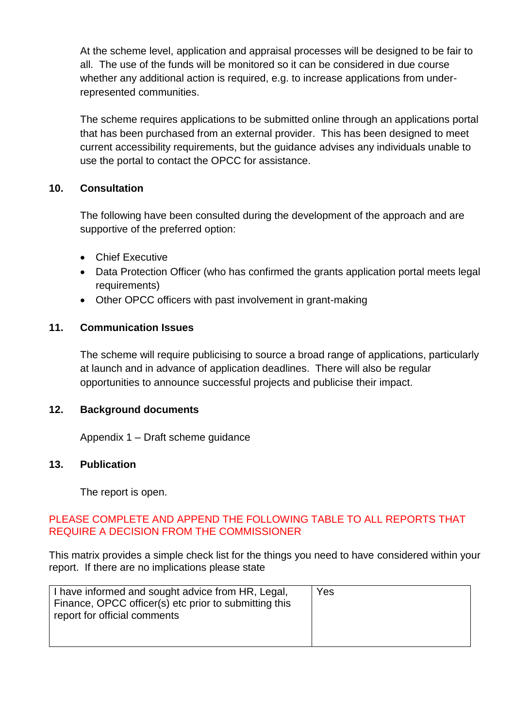At the scheme level, application and appraisal processes will be designed to be fair to all. The use of the funds will be monitored so it can be considered in due course whether any additional action is required, e.g. to increase applications from under-represented communities.

The scheme requires applications to be submitted online through an applications portal that has been purchased from an external provider. This has been designed to meet current accessibility requirements, but the guidance advises any individuals unable to use the portal to contact the OPCC for assistance.

## 10. Consultation

The following have been consulted during the development of the approach and are supportive of the preferred option:

- Chief Executive
- Data Protection Officer (who has confirmed the grants application portal meets legal requirements)
- Other OPCC officers with past involvement in grant-making

## 11. Communication Issues

The scheme will require publicising to source a broad range of applications, particularly at launch and in advance of application deadlines. There will also be regular opportunities to announce successful projects and publicise their impact.

## 12. Background documents

Appendix 1 – Draft scheme guidance

## 13. Publication

The report is open.

PLEASE COMPLETE AND APPEND THE FOLLOWING TABLE TO ALL REPORTS THAT REQUIRE A DECISION FROM THE COMMISSIONER

This matrix provides a simple check list for the things you need to have considered within your report. If there are no implications please state

| I have informed and sought advice from HR, Legal, Finance, OPCC officer(s) etc prior to submitting this report for official comments | Yes |
|---|---|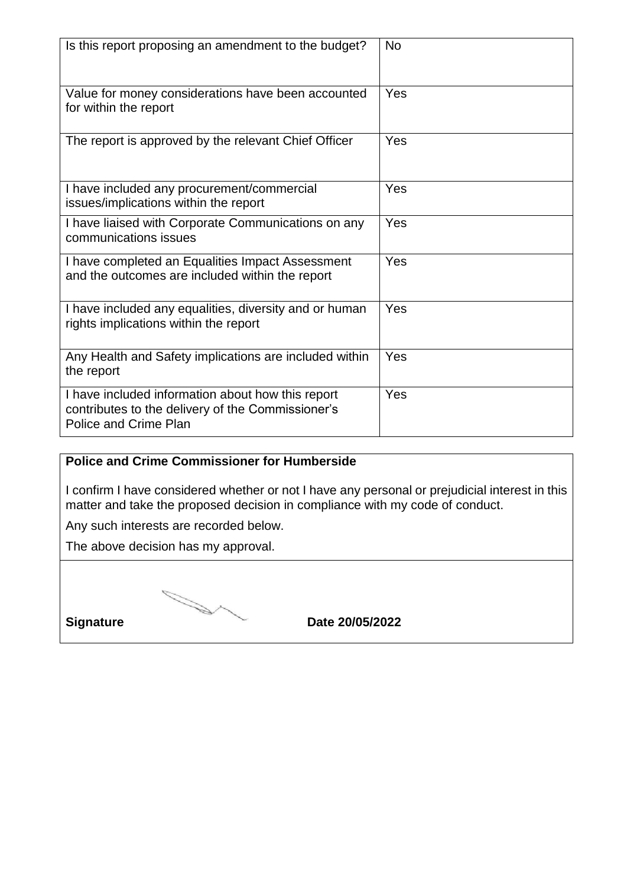| | |
|---|---|
| Is this report proposing an amendment to the budget? | No |
| Value for money considerations have been accounted for within the report | Yes |
| The report is approved by the relevant Chief Officer | Yes |
| I have included any procurement/commercial issues/implications within the report | Yes |
| I have liaised with Corporate Communications on any communications issues | Yes |
| I have completed an Equalities Impact Assessment and the outcomes are included within the report | Yes |
| I have included any equalities, diversity and or human rights implications within the report | Yes |
| Any Health and Safety implications are included within the report | Yes |
| I have included information about how this report contributes to the delivery of the Commissioner's Police and Crime Plan | Yes |

**Police and Crime Commissioner for Humberside**

I confirm I have considered whether or not I have any personal or prejudicial interest in this matter and take the proposed decision in compliance with my code of conduct.

Any such interests are recorded below.

The above decision has my approval.

**Signature** **Date 20/05/2022**